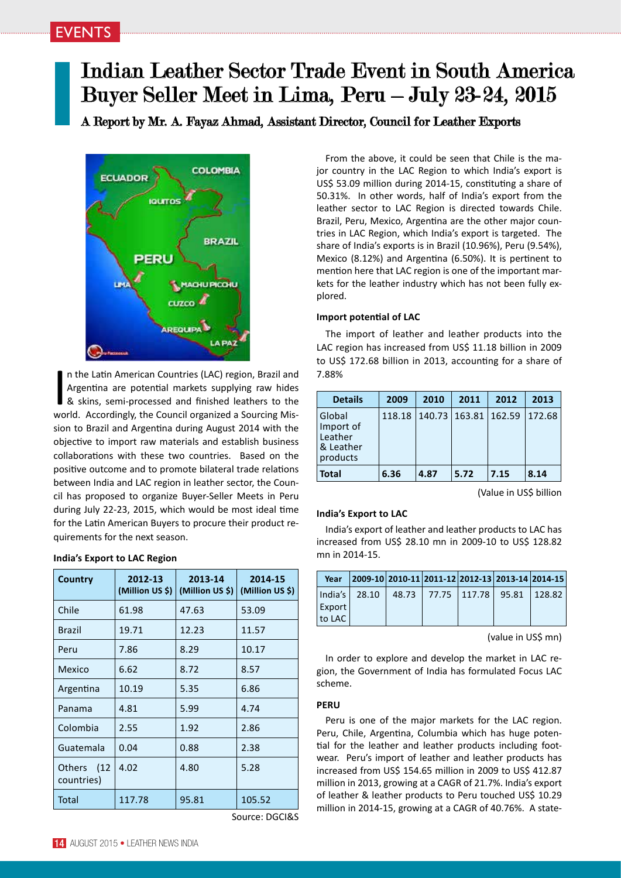EVENTS

# Indian Leather Sector Trade Event in South America Buyer Seller Meet in Lima, Peru – July 23-24, 2015

### A Report by Mr. A. Fayaz Ahmad, Assistant Director, Council for Leather Exports

In the Latin American Countries (LAC) region, Brazil and Argentina are potential markets supplying raw hides & skins, semi-processed and finished leathers to the world. Accordingly, the Council organized a Sourcing Mission to Brazil and Argentina during August 2014 with the objective to import raw materials and establish business collaborations with these two countries. Based on the positive outcome and to promote bilateral trade relations between India and LAC region in leather sector, the Council has proposed to organize Buyer-Seller Meets in Peru during July 22-23, 2015, which would be most ideal time for the Latin American Buyers to procure their product requirements for the next season.

**India's Export to LAC Region**

| Country | 2012-13 (Million US $) | 2013-14 (Million US $) | 2014-15 (Million US $) |
|---|---|---|---|
| Chile | 61.98 | 47.63 | 53.09 |
| Brazil | 19.71 | 12.23 | 11.57 |
| Peru | 7.86 | 8.29 | 10.17 |
| Mexico | 6.62 | 8.72 | 8.57 |
| Argentina | 10.19 | 5.35 | 6.86 |
| Panama | 4.81 | 5.99 | 4.74 |
| Colombia | 2.55 | 1.92 | 2.86 |
| Guatemala | 0.04 | 0.88 | 2.38 |
| Others (12 countries) | 4.02 | 4.80 | 5.28 |
| Total | 117.78 | 95.81 | 105.52 |

Source: DGCI&S

From the above, it could be seen that Chile is the major country in the LAC Region to which India's export is US$ 53.09 million during 2014-15, constituting a share of 50.31%. In other words, half of India's export from the leather sector to LAC Region is directed towards Chile. Brazil, Peru, Mexico, Argentina are the other major countries in LAC Region, which India's export is targeted. The share of India's exports is in Brazil (10.96%), Peru (9.54%), Mexico (8.12%) and Argentina (6.50%). It is pertinent to mention here that LAC region is one of the important markets for the leather industry which has not been fully explored.

**Import potential of LAC**

The import of leather and leather products into the LAC region has increased from US$ 11.18 billion in 2009 to US$ 172.68 billion in 2013, accounting for a share of 7.88%

| Details | 2009 | 2010 | 2011 | 2012 | 2013 |
|---|---|---|---|---|---|
| Global Import of Leather & Leather products | 118.18 | 140.73 | 163.81 | 162.59 | 172.68 |
| **Total** | **6.36** | **4.87** | **5.72** | **7.15** | **8.14** |

(Value in US$ billion

**India's Export to LAC**

India's export of leather and leather products to LAC has increased from US$ 28.10 mn in 2009-10 to US$ 128.82 mn in 2014-15.

| Year | 2009-10 | 2010-11 | 2011-12 | 2012-13 | 2013-14 | 2014-15 |
|---|---|---|---|---|---|---|
| India's Export to LAC | 28.10 | 48.73 | 77.75 | 117.78 | 95.81 | 128.82 |

(value in US$ mn)

In order to explore and develop the market in LAC region, the Government of India has formulated Focus LAC scheme.

**PERU**

Peru is one of the major markets for the LAC region. Peru, Chile, Argentina, Columbia which has huge potential for the leather and leather products including footwear. Peru's import of leather and leather products has increased from US$ 154.65 million in 2009 to US$ 412.87 million in 2013, growing at a CAGR of 21.7%. India's export of leather & leather products to Peru touched US$ 10.29 million in 2014-15, growing at a CAGR of 40.76%. A state-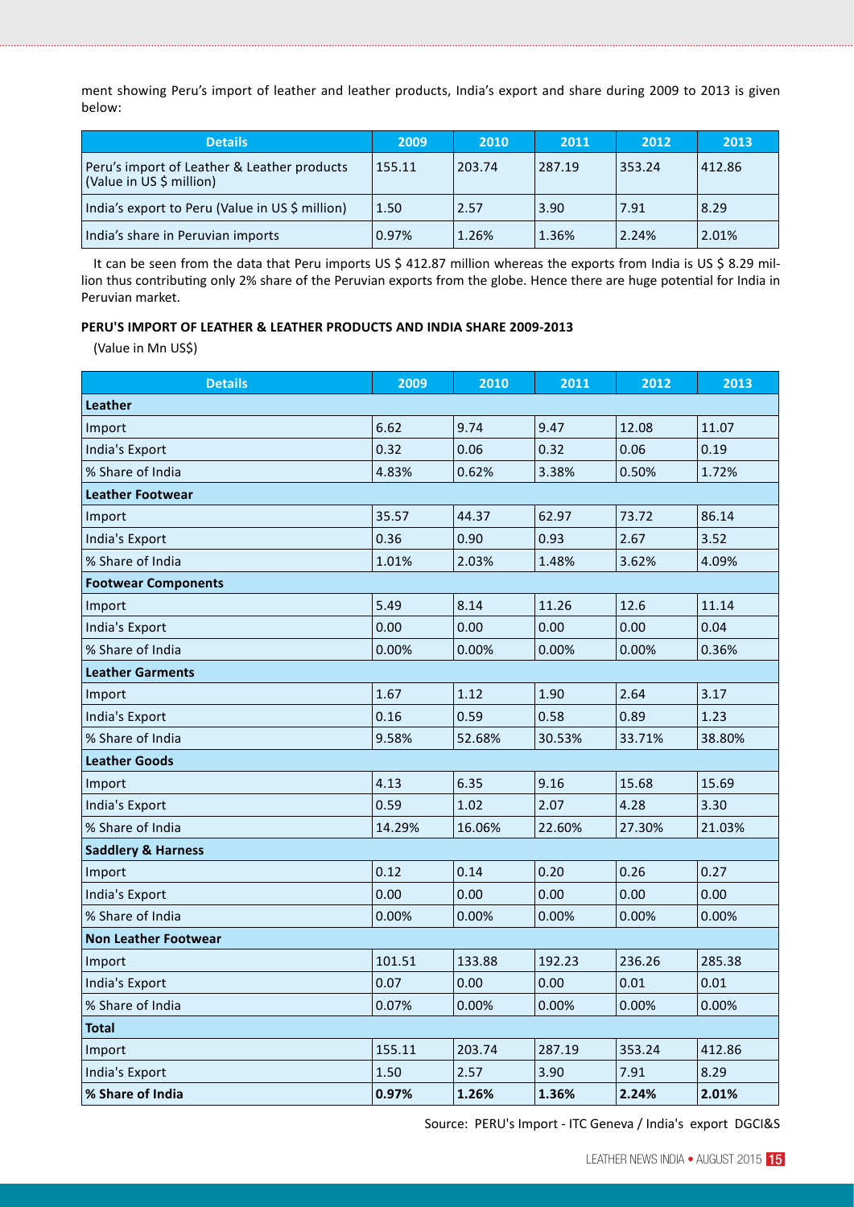ment showing Peru's import of leather and leather products, India's export and share during 2009 to 2013 is given below:

| Details | 2009 | 2010 | 2011 | 2012 | 2013 |
|---|---|---|---|---|---|
| Peru's import of Leather & Leather products (Value in US $ million) | 155.11 | 203.74 | 287.19 | 353.24 | 412.86 |
| India's export to Peru (Value in US $ million) | 1.50 | 2.57 | 3.90 | 7.91 | 8.29 |
| India's share in Peruvian imports | 0.97% | 1.26% | 1.36% | 2.24% | 2.01% |

It can be seen from the data that Peru imports US $ 412.87 million whereas the exports from India is US $ 8.29 million thus contributing only 2% share of the Peruvian exports from the globe. Hence there are huge potential for India in Peruvian market.

**PERU'S IMPORT OF LEATHER & LEATHER PRODUCTS AND INDIA SHARE 2009-2013**

(Value in Mn US$)

| Details | 2009 | 2010 | 2011 | 2012 | 2013 |
|---|---|---|---|---|---|
| **Leather** | | | | | |
| Import | 6.62 | 9.74 | 9.47 | 12.08 | 11.07 |
| India's Export | 0.32 | 0.06 | 0.32 | 0.06 | 0.19 |
| % Share of India | 4.83% | 0.62% | 3.38% | 0.50% | 1.72% |
| **Leather Footwear** | | | | | |
| Import | 35.57 | 44.37 | 62.97 | 73.72 | 86.14 |
| India's Export | 0.36 | 0.90 | 0.93 | 2.67 | 3.52 |
| % Share of India | 1.01% | 2.03% | 1.48% | 3.62% | 4.09% |
| **Footwear Components** | | | | | |
| Import | 5.49 | 8.14 | 11.26 | 12.6 | 11.14 |
| India's Export | 0.00 | 0.00 | 0.00 | 0.00 | 0.04 |
| % Share of India | 0.00% | 0.00% | 0.00% | 0.00% | 0.36% |
| **Leather Garments** | | | | | |
| Import | 1.67 | 1.12 | 1.90 | 2.64 | 3.17 |
| India's Export | 0.16 | 0.59 | 0.58 | 0.89 | 1.23 |
| % Share of India | 9.58% | 52.68% | 30.53% | 33.71% | 38.80% |
| **Leather Goods** | | | | | |
| Import | 4.13 | 6.35 | 9.16 | 15.68 | 15.69 |
| India's Export | 0.59 | 1.02 | 2.07 | 4.28 | 3.30 |
| % Share of India | 14.29% | 16.06% | 22.60% | 27.30% | 21.03% |
| **Saddlery & Harness** | | | | | |
| Import | 0.12 | 0.14 | 0.20 | 0.26 | 0.27 |
| India's Export | 0.00 | 0.00 | 0.00 | 0.00 | 0.00 |
| % Share of India | 0.00% | 0.00% | 0.00% | 0.00% | 0.00% |
| **Non Leather Footwear** | | | | | |
| Import | 101.51 | 133.88 | 192.23 | 236.26 | 285.38 |
| India's Export | 0.07 | 0.00 | 0.00 | 0.01 | 0.01 |
| % Share of India | 0.07% | 0.00% | 0.00% | 0.00% | 0.00% |
| **Total** | | | | | |
| Import | 155.11 | 203.74 | 287.19 | 353.24 | 412.86 |
| India's Export | 1.50 | 2.57 | 3.90 | 7.91 | 8.29 |
| **% Share of India** | **0.97%** | **1.26%** | **1.36%** | **2.24%** | **2.01%** |

Source: PERU's Import - ITC Geneva / India's export DGCI&S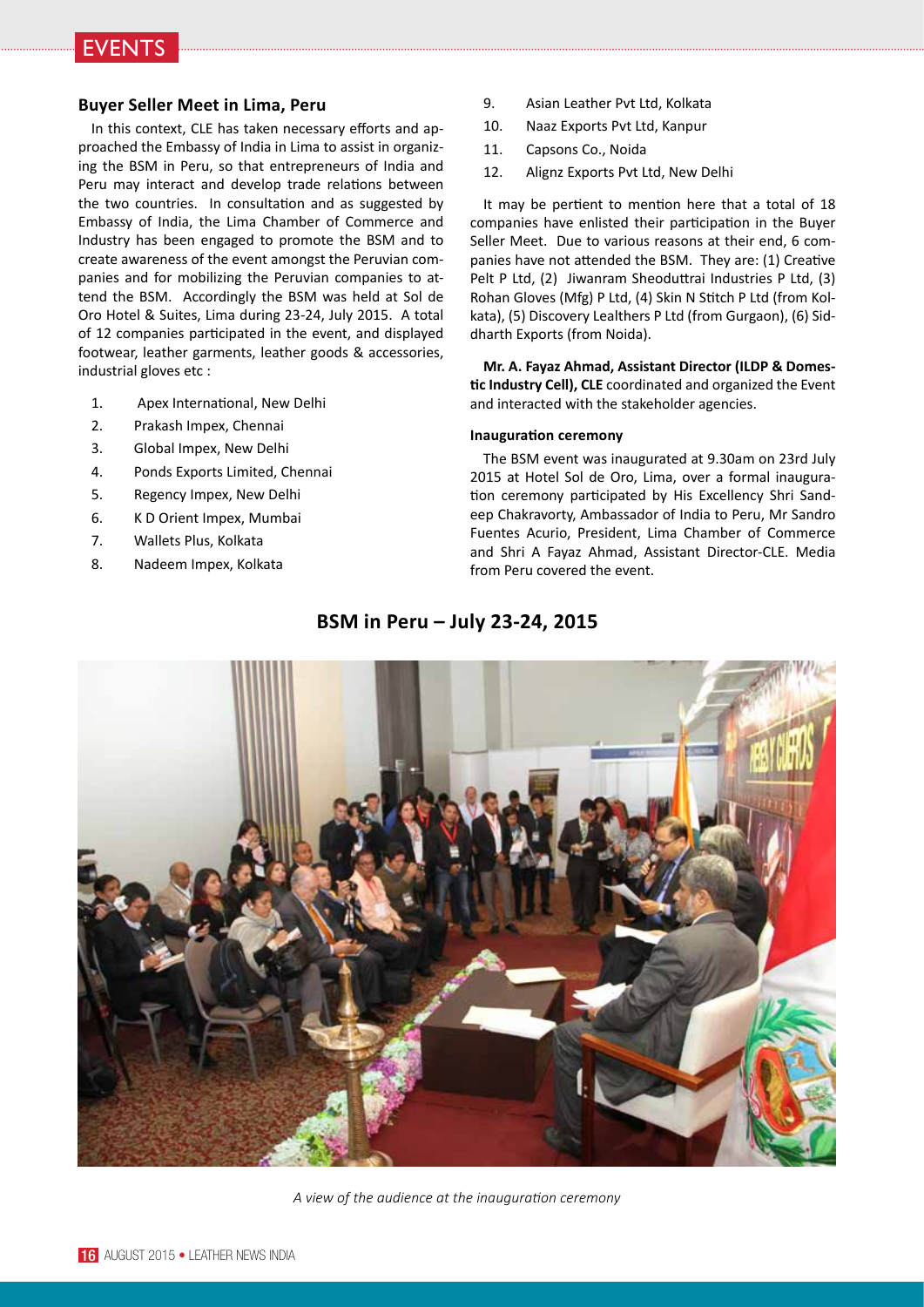## Buyer Seller Meet in Lima, Peru

In this context, CLE has taken necessary efforts and approached the Embassy of India in Lima to assist in organizing the BSM in Peru, so that entrepreneurs of India and Peru may interact and develop trade relations between the two countries. In consultation and as suggested by Embassy of India, the Lima Chamber of Commerce and Industry has been engaged to promote the BSM and to create awareness of the event amongst the Peruvian companies and for mobilizing the Peruvian companies to attend the BSM. Accordingly the BSM was held at Sol de Oro Hotel & Suites, Lima during 23-24, July 2015. A total of 12 companies participated in the event, and displayed footwear, leather garments, leather goods & accessories, industrial gloves etc :

1. Apex International, New Delhi
2. Prakash Impex, Chennai
3. Global Impex, New Delhi
4. Ponds Exports Limited, Chennai
5. Regency Impex, New Delhi
6. K D Orient Impex, Mumbai
7. Wallets Plus, Kolkata
8. Nadeem Impex, Kolkata
9. Asian Leather Pvt Ltd, Kolkata
10. Naaz Exports Pvt Ltd, Kanpur
11. Capsons Co., Noida
12. Alignz Exports Pvt Ltd, New Delhi

It may be pertient to mention here that a total of 18 companies have enlisted their participation in the Buyer Seller Meet. Due to various reasons at their end, 6 companies have not attended the BSM. They are: (1) Creative Pelt P Ltd, (2) Jiwanram Sheoduttrai Industries P Ltd, (3) Rohan Gloves (Mfg) P Ltd, (4) Skin N Stitch P Ltd (from Kolkata), (5) Discovery Lealthers P Ltd (from Gurgaon), (6) Siddharth Exports (from Noida).

**Mr. A. Fayaz Ahmad, Assistant Director (ILDP & Domestic Industry Cell), CLE** coordinated and organized the Event and interacted with the stakeholder agencies.

#### Inauguration ceremony

The BSM event was inaugurated at 9.30am on 23rd July 2015 at Hotel Sol de Oro, Lima, over a formal inauguration ceremony participated by His Excellency Shri Sandeep Chakravorty, Ambassador of India to Peru, Mr Sandro Fuentes Acurio, President, Lima Chamber of Commerce and Shri A Fayaz Ahmad, Assistant Director-CLE. Media from Peru covered the event.

### BSM in Peru – July 23-24, 2015

*A view of the audience at the inauguration ceremony*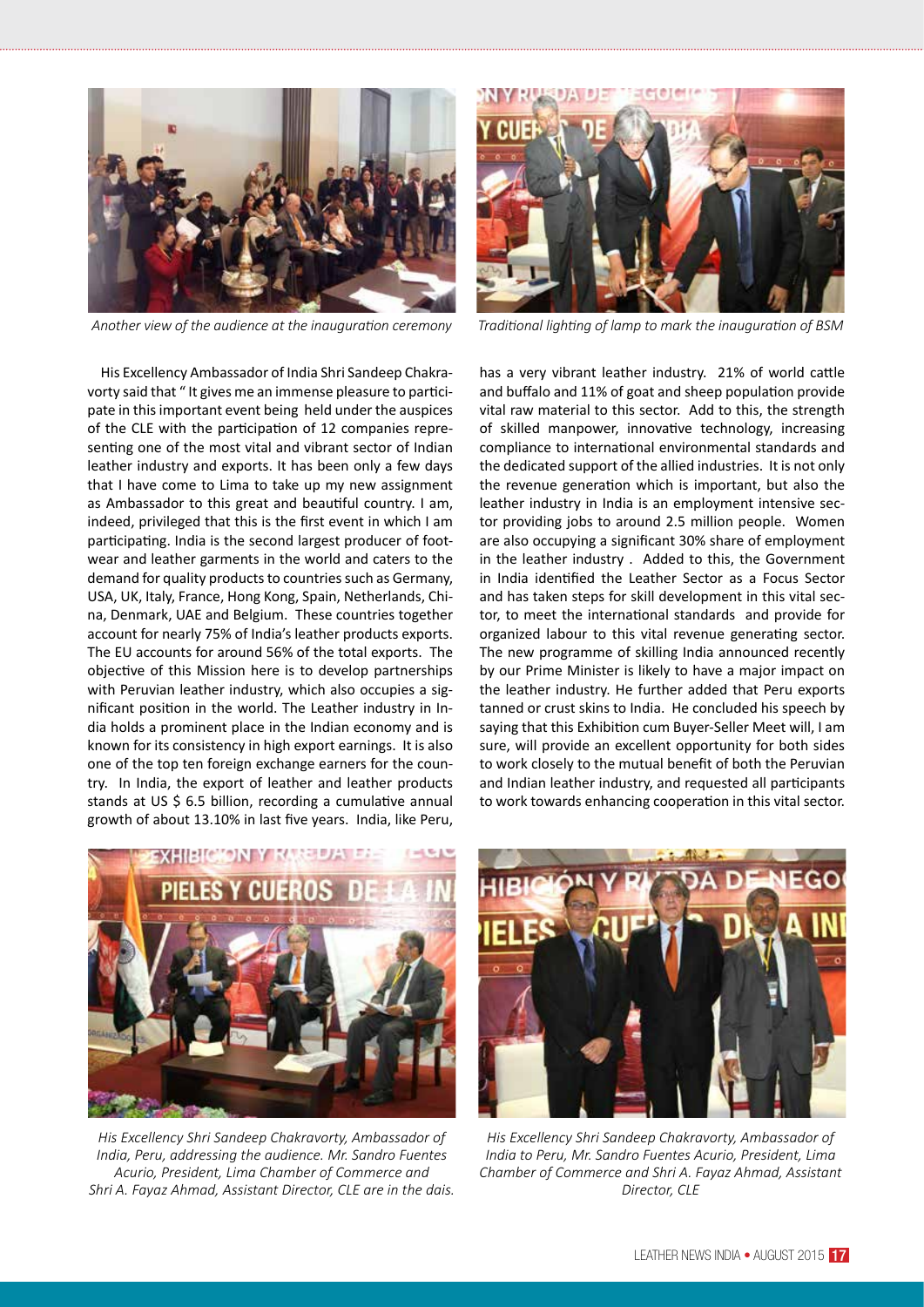*Another view of the audience at the inauguration ceremony*

*Traditional lighting of lamp to mark the inauguration of BSM*

His Excellency Ambassador of India Shri Sandeep Chakravorty said that " It gives me an immense pleasure to participate in this important event being held under the auspices of the CLE with the participation of 12 companies representing one of the most vital and vibrant sector of Indian leather industry and exports. It has been only a few days that I have come to Lima to take up my new assignment as Ambassador to this great and beautiful country. I am, indeed, privileged that this is the first event in which I am participating. India is the second largest producer of footwear and leather garments in the world and caters to the demand for quality products to countries such as Germany, USA, UK, Italy, France, Hong Kong, Spain, Netherlands, China, Denmark, UAE and Belgium. These countries together account for nearly 75% of India's leather products exports. The EU accounts for around 56% of the total exports. The objective of this Mission here is to develop partnerships with Peruvian leather industry, which also occupies a significant position in the world. The Leather industry in India holds a prominent place in the Indian economy and is known for its consistency in high export earnings. It is also one of the top ten foreign exchange earners for the country. In India, the export of leather and leather products stands at US $ 6.5 billion, recording a cumulative annual growth of about 13.10% in last five years. India, like Peru, has a very vibrant leather industry. 21% of world cattle and buffalo and 11% of goat and sheep population provide vital raw material to this sector. Add to this, the strength of skilled manpower, innovative technology, increasing compliance to international environmental standards and the dedicated support of the allied industries. It is not only the revenue generation which is important, but also the leather industry in India is an employment intensive sector providing jobs to around 2.5 million people. Women are also occupying a significant 30% share of employment in the leather industry . Added to this, the Government in India identified the Leather Sector as a Focus Sector and has taken steps for skill development in this vital sector, to meet the international standards and provide for organized labour to this vital revenue generating sector. The new programme of skilling India announced recently by our Prime Minister is likely to have a major impact on the leather industry. He further added that Peru exports tanned or crust skins to India. He concluded his speech by saying that this Exhibition cum Buyer-Seller Meet will, I am sure, will provide an excellent opportunity for both sides to work closely to the mutual benefit of both the Peruvian and Indian leather industry, and requested all participants to work towards enhancing cooperation in this vital sector.

*His Excellency Shri Sandeep Chakravorty, Ambassador of India, Peru, addressing the audience. Mr. Sandro Fuentes Acurio, President, Lima Chamber of Commerce and Shri A. Fayaz Ahmad, Assistant Director, CLE are in the dais.*

*His Excellency Shri Sandeep Chakravorty, Ambassador of India to Peru, Mr. Sandro Fuentes Acurio, President, Lima Chamber of Commerce and Shri A. Fayaz Ahmad, Assistant Director, CLE*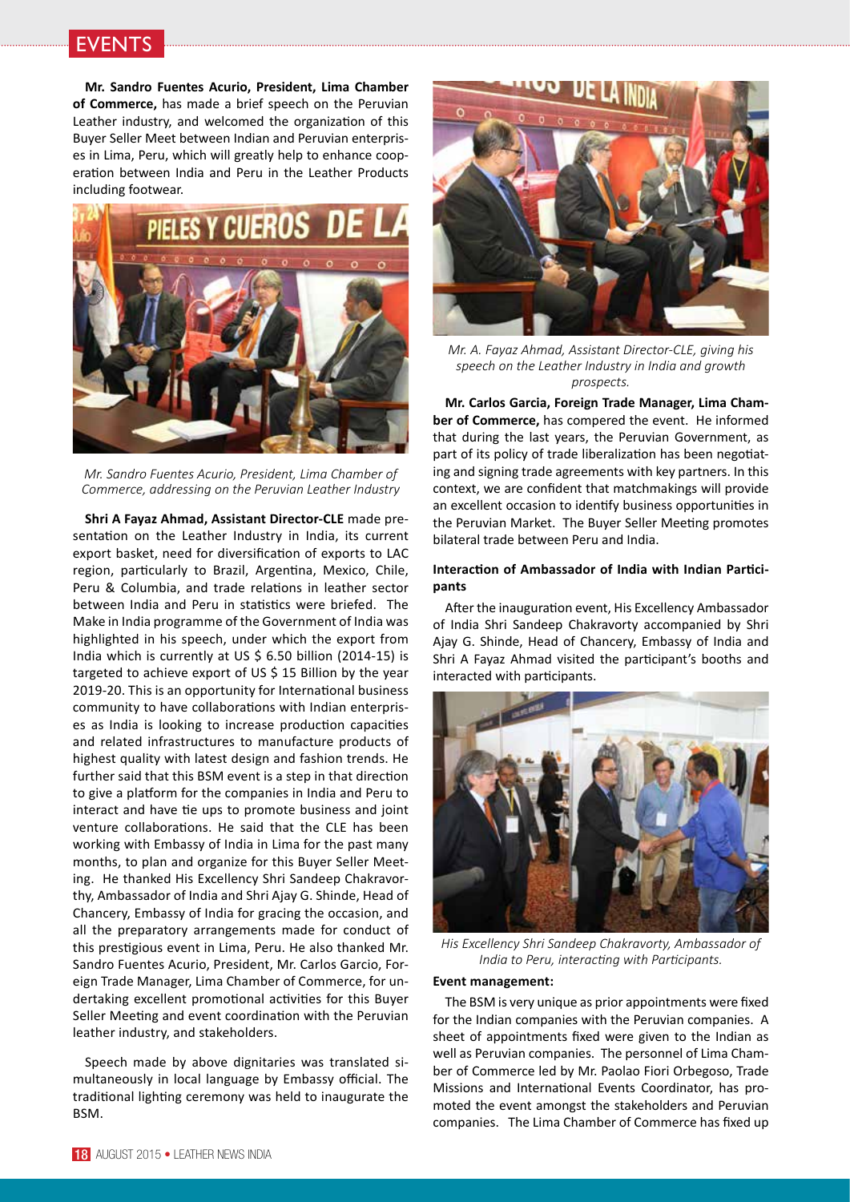**Mr. Sandro Fuentes Acurio, President, Lima Chamber of Commerce,** has made a brief speech on the Peruvian Leather industry, and welcomed the organization of this Buyer Seller Meet between Indian and Peruvian enterprises in Lima, Peru, which will greatly help to enhance cooperation between India and Peru in the Leather Products including footwear.

*Mr. Sandro Fuentes Acurio, President, Lima Chamber of Commerce, addressing on the Peruvian Leather Industry*

**Shri A Fayaz Ahmad, Assistant Director-CLE** made presentation on the Leather Industry in India, its current export basket, need for diversification of exports to LAC region, particularly to Brazil, Argentina, Mexico, Chile, Peru & Columbia, and trade relations in leather sector between India and Peru in statistics were briefed. The Make in India programme of the Government of India was highlighted in his speech, under which the export from India which is currently at US $ 6.50 billion (2014-15) is targeted to achieve export of US $ 15 Billion by the year 2019-20. This is an opportunity for International business community to have collaborations with Indian enterprises as India is looking to increase production capacities and related infrastructures to manufacture products of highest quality with latest design and fashion trends. He further said that this BSM event is a step in that direction to give a platform for the companies in India and Peru to interact and have tie ups to promote business and joint venture collaborations. He said that the CLE has been working with Embassy of India in Lima for the past many months, to plan and organize for this Buyer Seller Meeting. He thanked His Excellency Shri Sandeep Chakravorthy, Ambassador of India and Shri Ajay G. Shinde, Head of Chancery, Embassy of India for gracing the occasion, and all the preparatory arrangements made for conduct of this prestigious event in Lima, Peru. He also thanked Mr. Sandro Fuentes Acurio, President, Mr. Carlos Garcio, Foreign Trade Manager, Lima Chamber of Commerce, for undertaking excellent promotional activities for this Buyer Seller Meeting and event coordination with the Peruvian leather industry, and stakeholders.

Speech made by above dignitaries was translated simultaneously in local language by Embassy official. The traditional lighting ceremony was held to inaugurate the BSM.

*Mr. A. Fayaz Ahmad, Assistant Director-CLE, giving his speech on the Leather Industry in India and growth prospects.*

**Mr. Carlos Garcia, Foreign Trade Manager, Lima Chamber of Commerce,** has compered the event. He informed that during the last years, the Peruvian Government, as part of its policy of trade liberalization has been negotiating and signing trade agreements with key partners. In this context, we are confident that matchmakings will provide an excellent occasion to identify business opportunities in the Peruvian Market. The Buyer Seller Meeting promotes bilateral trade between Peru and India.

#### Interaction of Ambassador of India with Indian Participants

After the inauguration event, His Excellency Ambassador of India Shri Sandeep Chakravorty accompanied by Shri Ajay G. Shinde, Head of Chancery, Embassy of India and Shri A Fayaz Ahmad visited the participant's booths and interacted with participants.

*His Excellency Shri Sandeep Chakravorty, Ambassador of India to Peru, interacting with Participants.*

#### Event management:

The BSM is very unique as prior appointments were fixed for the Indian companies with the Peruvian companies. A sheet of appointments fixed were given to the Indian as well as Peruvian companies. The personnel of Lima Chamber of Commerce led by Mr. Paolao Fiori Orbegoso, Trade Missions and International Events Coordinator, has promoted the event amongst the stakeholders and Peruvian companies. The Lima Chamber of Commerce has fixed up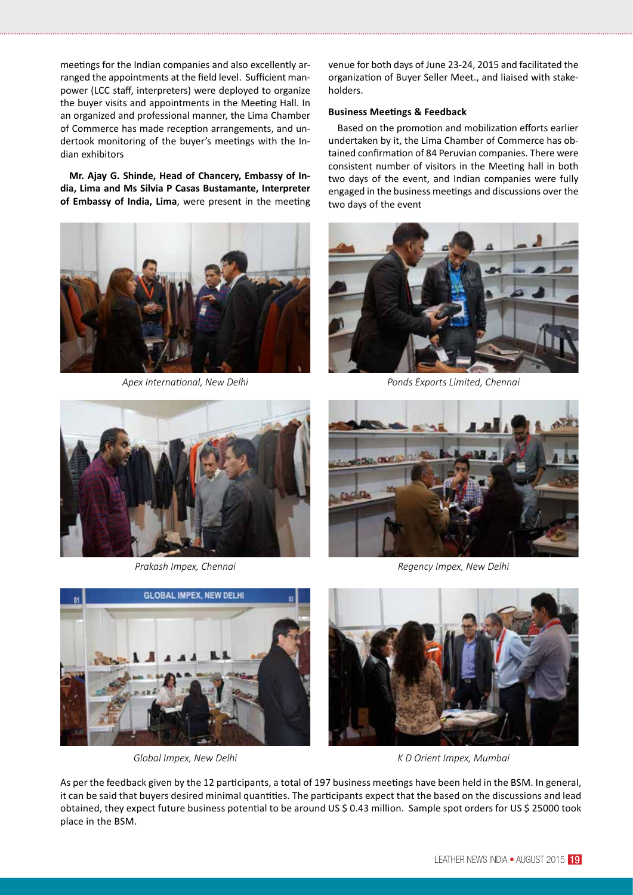meetings for the Indian companies and also excellently arranged the appointments at the field level. Sufficient manpower (LCC staff, interpreters) were deployed to organize the buyer visits and appointments in the Meeting Hall. In an organized and professional manner, the Lima Chamber of Commerce has made reception arrangements, and undertook monitoring of the buyer's meetings with the Indian exhibitors

**Mr. Ajay G. Shinde, Head of Chancery, Embassy of India, Lima and Ms Silvia P Casas Bustamante, Interpreter of Embassy of India, Lima**, were present in the meeting venue for both days of June 23-24, 2015 and facilitated the organization of Buyer Seller Meet., and liaised with stakeholders.

**Business Meetings & Feedback**

Based on the promotion and mobilization efforts earlier undertaken by it, the Lima Chamber of Commerce has obtained confirmation of 84 Peruvian companies. There were consistent number of visitors in the Meeting hall in both two days of the event, and Indian companies were fully engaged in the business meetings and discussions over the two days of the event

*Apex International, New Delhi*

*Ponds Exports Limited, Chennai*

*Prakash Impex, Chennai*

*Regency Impex, New Delhi*

*Global Impex, New Delhi*

*K D Orient Impex, Mumbai*

As per the feedback given by the 12 participants, a total of 197 business meetings have been held in the BSM. In general, it can be said that buyers desired minimal quantities. The participants expect that the based on the discussions and lead obtained, they expect future business potential to be around US $ 0.43 million. Sample spot orders for US $ 25000 took place in the BSM.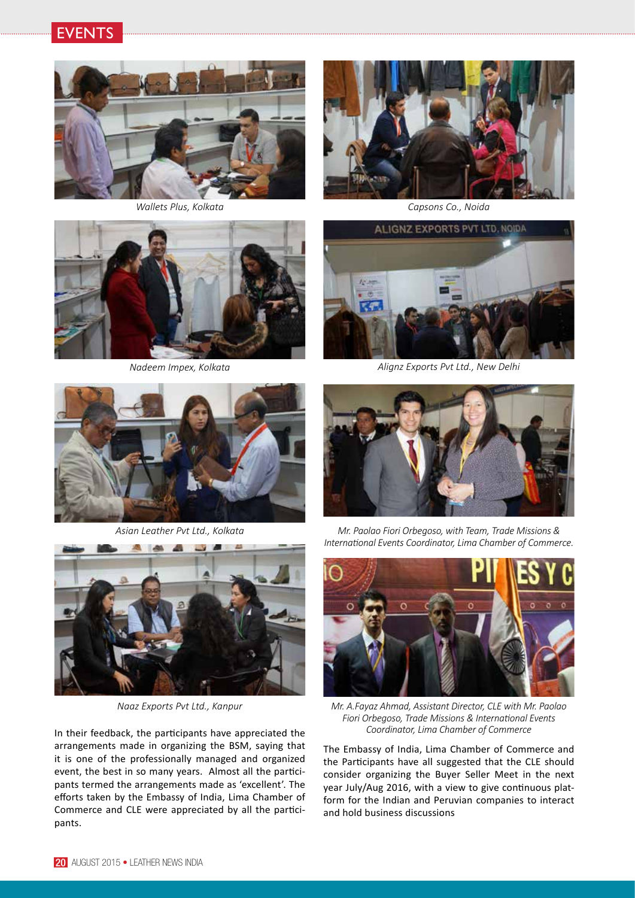# EVENTS

*Wallets Plus, Kolkata*

*Capsons Co., Noida*

*Nadeem Impex, Kolkata*

*Alignz Exports Pvt Ltd., New Delhi*

*Asian Leather Pvt Ltd., Kolkata*

*Mr. Paolao Fiori Orbegoso, with Team, Trade Missions & International Events Coordinator, Lima Chamber of Commerce.*

*Naaz Exports Pvt Ltd., Kanpur*

*Mr. A.Fayaz Ahmad, Assistant Director, CLE with Mr. Paolao Fiori Orbegoso, Trade Missions & International Events Coordinator, Lima Chamber of Commerce*

In their feedback, the participants have appreciated the arrangements made in organizing the BSM, saying that it is one of the professionally managed and organized event, the best in so many years. Almost all the participants termed the arrangements made as 'excellent'. The efforts taken by the Embassy of India, Lima Chamber of Commerce and CLE were appreciated by all the participants.

The Embassy of India, Lima Chamber of Commerce and the Participants have all suggested that the CLE should consider organizing the Buyer Seller Meet in the next year July/Aug 2016, with a view to give continuous platform for the Indian and Peruvian companies to interact and hold business discussions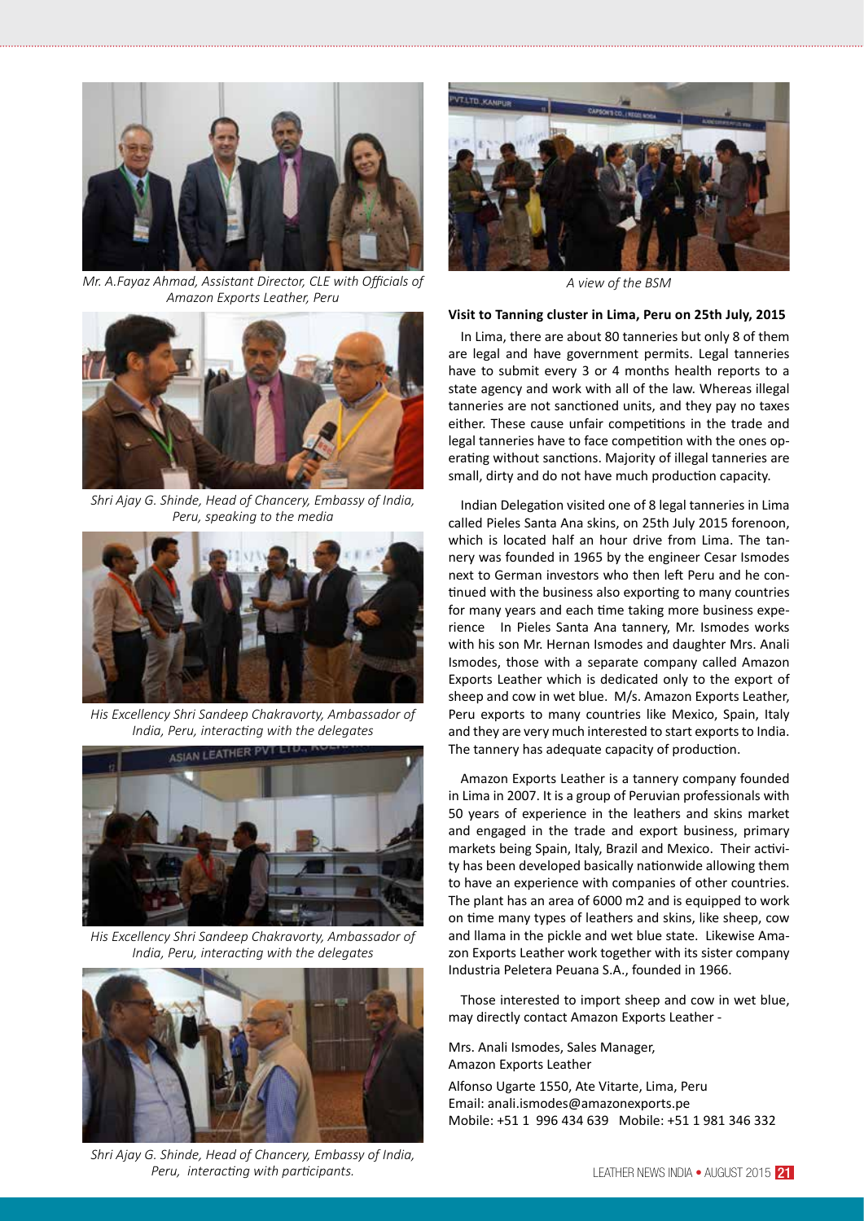*Mr. A.Fayaz Ahmad, Assistant Director, CLE with Officials of Amazon Exports Leather, Peru*

*Shri Ajay G. Shinde, Head of Chancery, Embassy of India, Peru, speaking to the media*

*His Excellency Shri Sandeep Chakravorty, Ambassador of India, Peru, interacting with the delegates*

*His Excellency Shri Sandeep Chakravorty, Ambassador of India, Peru, interacting with the delegates*

*Shri Ajay G. Shinde, Head of Chancery, Embassy of India, Peru, interacting with participants.*

*A view of the BSM*

**Visit to Tanning cluster in Lima, Peru on 25th July, 2015**

In Lima, there are about 80 tanneries but only 8 of them are legal and have government permits. Legal tanneries have to submit every 3 or 4 months health reports to a state agency and work with all of the law. Whereas illegal tanneries are not sanctioned units, and they pay no taxes either. These cause unfair competitions in the trade and legal tanneries have to face competition with the ones operating without sanctions. Majority of illegal tanneries are small, dirty and do not have much production capacity.

Indian Delegation visited one of 8 legal tanneries in Lima called Pieles Santa Ana skins, on 25th July 2015 forenoon, which is located half an hour drive from Lima. The tannery was founded in 1965 by the engineer Cesar Ismodes next to German investors who then left Peru and he continued with the business also exporting to many countries for many years and each time taking more business experience In Pieles Santa Ana tannery, Mr. Ismodes works with his son Mr. Hernan Ismodes and daughter Mrs. Anali Ismodes, those with a separate company called Amazon Exports Leather which is dedicated only to the export of sheep and cow in wet blue. M/s. Amazon Exports Leather, Peru exports to many countries like Mexico, Spain, Italy and they are very much interested to start exports to India. The tannery has adequate capacity of production.

Amazon Exports Leather is a tannery company founded in Lima in 2007. It is a group of Peruvian professionals with 50 years of experience in the leathers and skins market and engaged in the trade and export business, primary markets being Spain, Italy, Brazil and Mexico. Their activity has been developed basically nationwide allowing them to have an experience with companies of other countries. The plant has an area of 6000 m2 and is equipped to work on time many types of leathers and skins, like sheep, cow and llama in the pickle and wet blue state. Likewise Amazon Exports Leather work together with its sister company Industria Peletera Peuana S.A., founded in 1966.

Those interested to import sheep and cow in wet blue, may directly contact Amazon Exports Leather -

Mrs. Anali Ismodes, Sales Manager,
Amazon Exports Leather

Alfonso Ugarte 1550, Ate Vitarte, Lima, Peru
Email: anali.ismodes@amazonexports.pe
Mobile: +51 1 996 434 639 Mobile: +51 1 981 346 332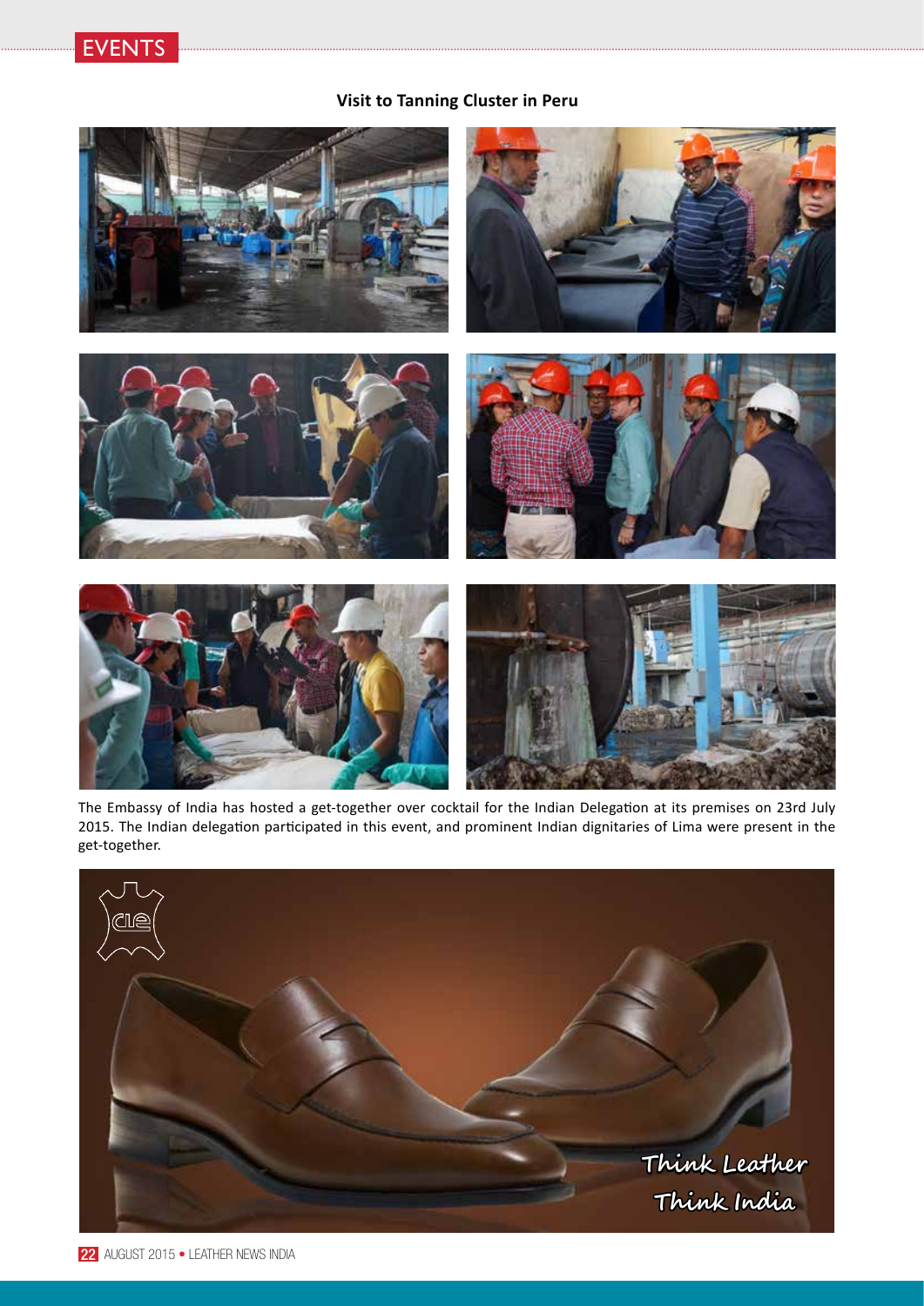### Visit to Tanning Cluster in Peru

The Embassy of India has hosted a get-together over cocktail for the Indian Delegation at its premises on 23rd July 2015. The Indian delegation participated in this event, and prominent Indian dignitaries of Lima were present in the get-together.